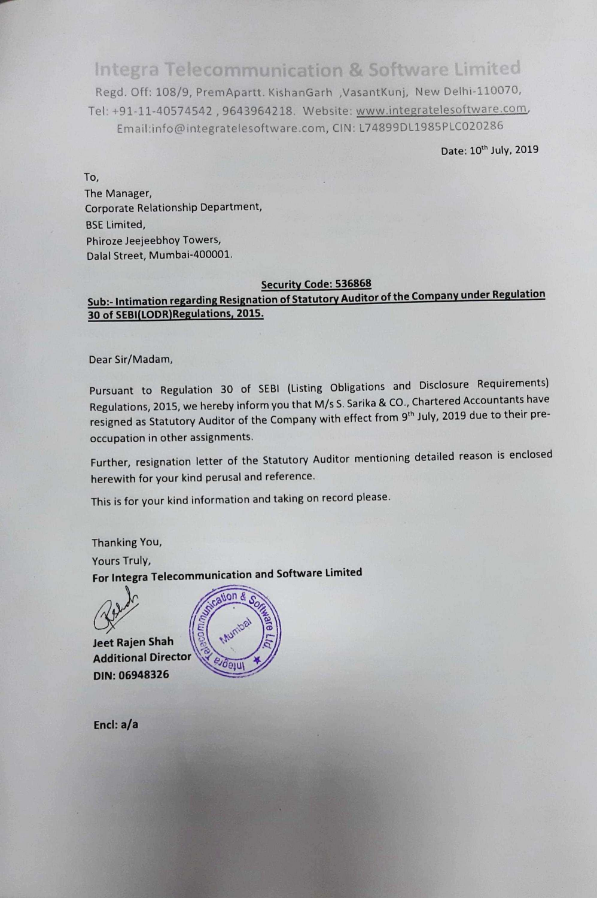# Integra Telecommunication & Software Limited

Regd. Off: 108/9, PremApartt. KishanGarh ,VasantKunj, New Delhi-110070,
Tel: +91-11-40574542 , 9643964218. Website: www.integratelesoftware.com,
Email:info@integratelesoftware.com, CIN: L74899DL1985PLC020286

Date: 10th July, 2019

To,
The Manager,
Corporate Relationship Department,
BSE Limited,
Phiroze Jeejeebhoy Towers,
Dalal Street, Mumbai-400001.

**Security Code: 536868**

**Sub:- Intimation regarding Resignation of Statutory Auditor of the Company under Regulation 30 of SEBI(LODR)Regulations, 2015.**

Dear Sir/Madam,

Pursuant to Regulation 30 of SEBI (Listing Obligations and Disclosure Requirements) Regulations, 2015, we hereby inform you that M/s S. Sarika & CO., Chartered Accountants have resigned as Statutory Auditor of the Company with effect from 9th July, 2019 due to their pre-occupation in other assignments.

Further, resignation letter of the Statutory Auditor mentioning detailed reason is enclosed herewith for your kind perusal and reference.

This is for your kind information and taking on record please.

Thanking You,
Yours Truly,
**For Integra Telecommunication and Software Limited**

**Jeet Rajen Shah**
**Additional Director**
**DIN: 06948326**

**Encl: a/a**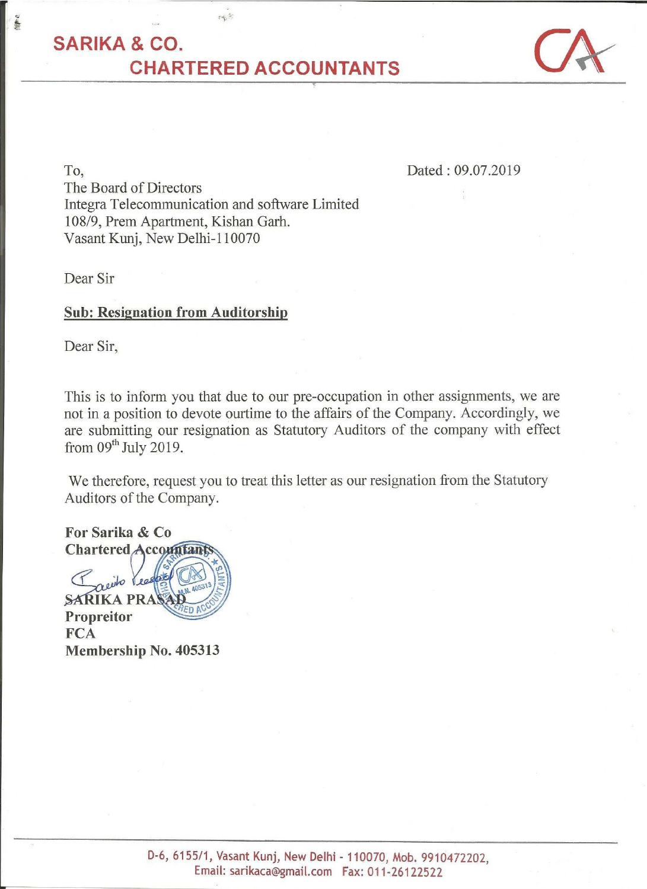# SARIKA & CO.
## CHARTERED ACCOUNTANTS

To,
The Board of Directors
Integra Telecommunication and software Limited
108/9, Prem Apartment, Kishan Garh.
Vasant Kunj, New Delhi-110070

Dated : 09.07.2019

Dear Sir

**Sub: Resignation from Auditorship**

Dear Sir,

This is to inform you that due to our pre-occupation in other assignments, we are not in a position to devote ourtime to the affairs of the Company. Accordingly, we are submitting our resignation as Statutory Auditors of the company with effect from 09th July 2019.

We therefore, request you to treat this letter as our resignation from the Statutory Auditors of the Company.

**For Sarika & Co**
**Chartered Accountants**

**SARIKA PRASAD**
**Propreitor**
**FCA**
**Membership No. 405313**

D-6, 6155/1, Vasant Kunj, New Delhi - 110070, Mob. 9910472202,
Email: sarikaca@gmail.com Fax: 011-26122522